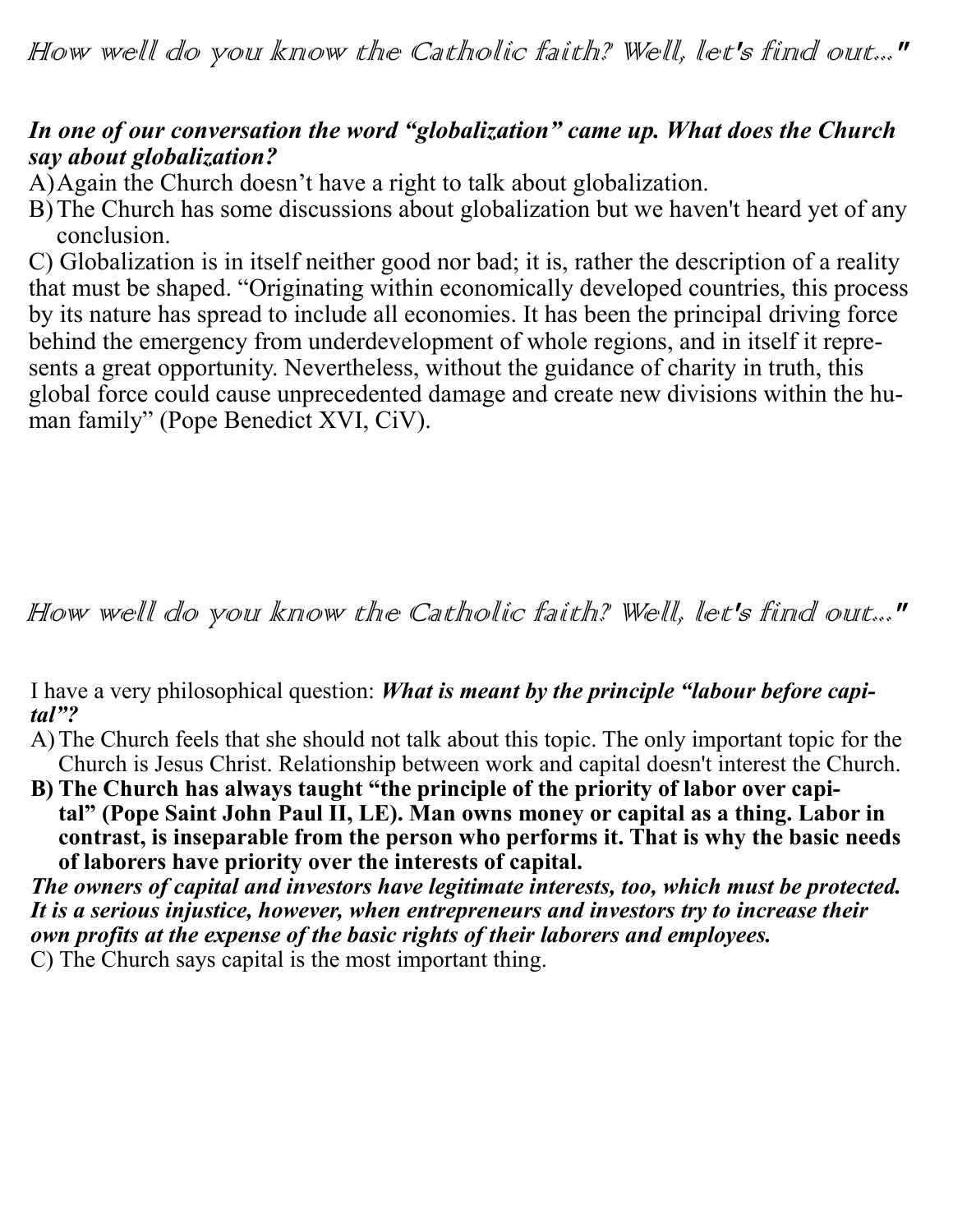*How well do you know the Catholic faith? Well, let's find out..."*

***In one of our conversation the word "globalization" came up. What does the Church say about globalization?***

A) Again the Church doesn't have a right to talk about globalization.

B) The Church has some discussions about globalization but we haven't heard yet of any conclusion.

C) Globalization is in itself neither good nor bad; it is, rather the description of a reality that must be shaped. "Originating within economically developed countries, this process by its nature has spread to include all economies. It has been the principal driving force behind the emergency from underdevelopment of whole regions, and in itself it represents a great opportunity. Nevertheless, without the guidance of charity in truth, this global force could cause unprecedented damage and create new divisions within the human family" (Pope Benedict XVI, CiV).

*How well do you know the Catholic faith? Well, let's find out..."*

I have a very philosophical question: ***What is meant by the principle "labour before capital"?***

A) The Church feels that she should not talk about this topic. The only important topic for the Church is Jesus Christ. Relationship between work and capital doesn't interest the Church.

**B) The Church has always taught "the principle of the priority of labor over capital" (Pope Saint John Paul II, LE). Man owns money or capital as a thing. Labor in contrast, is inseparable from the person who performs it. That is why the basic needs of laborers have priority over the interests of capital.**

***The owners of capital and investors have legitimate interests, too, which must be protected. It is a serious injustice, however, when entrepreneurs and investors try to increase their own profits at the expense of the basic rights of their laborers and employees.***

C) The Church says capital is the most important thing.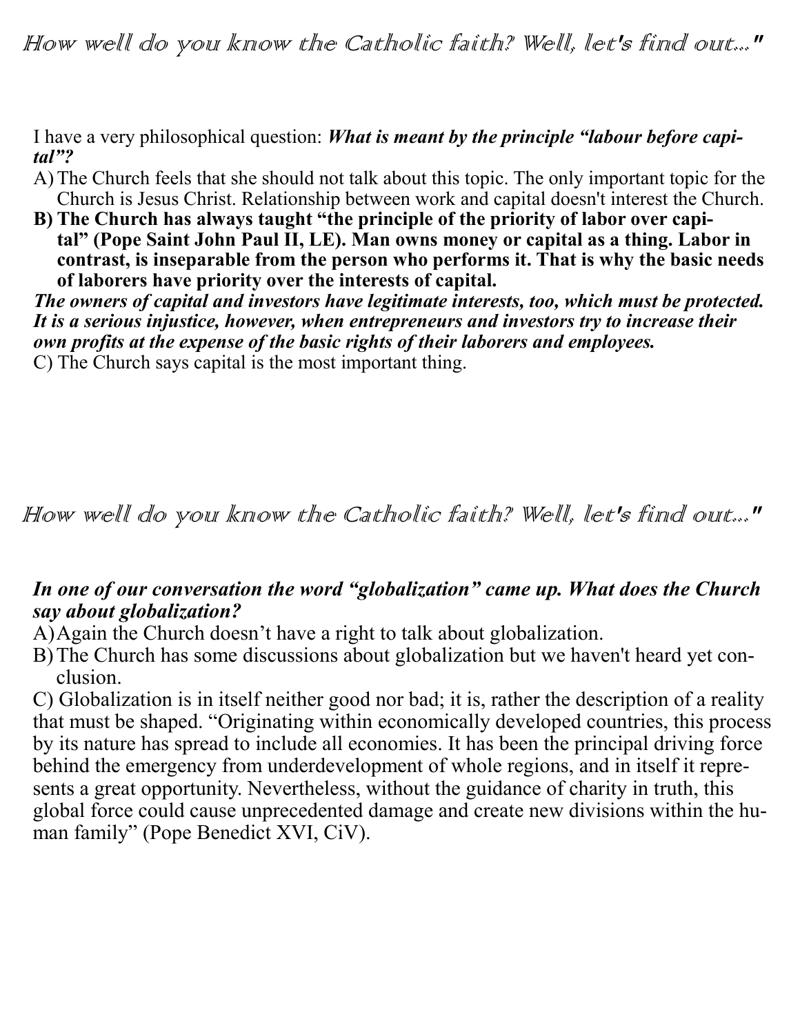*How well do you know the Catholic faith? Well, let's find out..."*

I have a very philosophical question: ***What is meant by the principle "labour before capital"?***

A) The Church feels that she should not talk about this topic. The only important topic for the Church is Jesus Christ. Relationship between work and capital doesn't interest the Church.

**B) The Church has always taught "the principle of the priority of labor over capital" (Pope Saint John Paul II, LE). Man owns money or capital as a thing. Labor in contrast, is inseparable from the person who performs it. That is why the basic needs of laborers have priority over the interests of capital.**

***The owners of capital and investors have legitimate interests, too, which must be protected. It is a serious injustice, however, when entrepreneurs and investors try to increase their own profits at the expense of the basic rights of their laborers and employees.***

C) The Church says capital is the most important thing.

*How well do you know the Catholic faith? Well, let's find out..."*

***In one of our conversation the word "globalization" came up. What does the Church say about globalization?***

A) Again the Church doesn't have a right to talk about globalization.

B) The Church has some discussions about globalization but we haven't heard yet conclusion.

C) Globalization is in itself neither good nor bad; it is, rather the description of a reality that must be shaped. "Originating within economically developed countries, this process by its nature has spread to include all economies. It has been the principal driving force behind the emergency from underdevelopment of whole regions, and in itself it represents a great opportunity. Nevertheless, without the guidance of charity in truth, this global force could cause unprecedented damage and create new divisions within the human family" (Pope Benedict XVI, CiV).